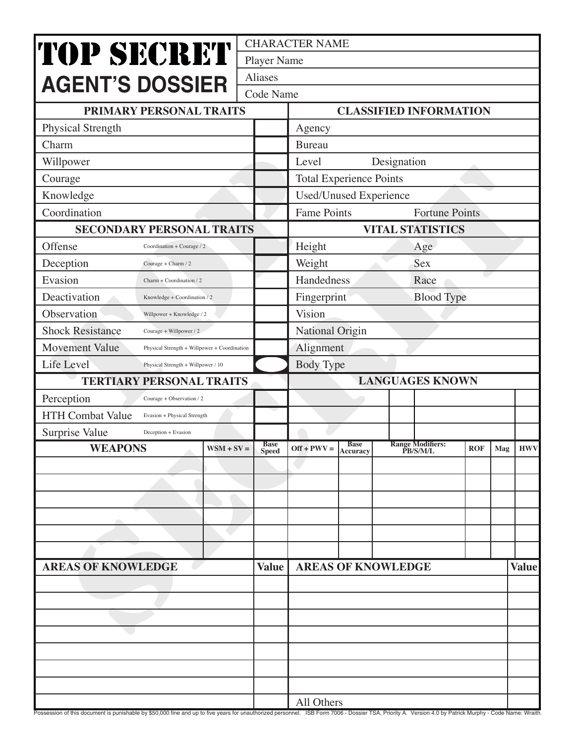# TOP SECRET
## AGENT'S DOSSIER

| | |
|---|---|
| CHARACTER NAME | |
| Player Name | |
| Aliases | |
| Code Name | |

| PRIMARY PERSONAL TRAITS | | | CLASSIFIED INFORMATION | |
|---|---|---|---|---|
| Physical Strength | | | Agency | |
| Charm | | | Bureau | |
| Willpower | | | Level | Designation |
| Courage | | | Total Experience Points | |
| Knowledge | | | Used/Unused Experience | |
| Coordination | | | Fame Points | Fortune Points |

| SECONDARY PERSONAL TRAITS | | | VITAL STATISTICS | |
|---|---|---|---|---|
| Offense | Coordination + Courage / 2 | | Height | Age |
| Deception | Courage + Charm / 2 | | Weight | Sex |
| Evasion | Charm + Coordination / 2 | | Handedness | Race |
| Deactivation | Knowledge + Coordination / 2 | | Fingerprint | Blood Type |
| Observation | Willpower + Knowledge / 2 | | Vision | |
| Shock Resistance | Courage + Willpower / 2 | | National Origin | |
| Movement Value | Physical Strength + Willpower + Coordination | | Alignment | |
| Life Level | Physical Strength + Willpower / 10 | | Body Type | |

| TERTIARY PERSONAL TRAITS | | | LANGUAGES KNOWN | | | |
|---|---|---|---|---|---|---|
| Perception | Courage + Observation / 2 | | | | | |
| HTH Combat Value | Evasion + Physical Strength | | | | | |
| Surprise Value | Deception + Evasion | | | | | |

| WEAPONS | WSM + SV = | Base Speed | Off + PWV = | Base Accuracy | Range Modifiers: PB/S/M/L | ROF | Mag | HWV |
|---|---|---|---|---|---|---|---|---|
| | | | | | | | | |
| | | | | | | | | |
| | | | | | | | | |
| | | | | | | | | |
| | | | | | | | | |
| | | | | | | | | |

| AREAS OF KNOWLEDGE | Value | AREAS OF KNOWLEDGE | Value |
|---|---|---|---|
| | | | |
| | | | |
| | | | |
| | | | |
| | | | |
| | | | |
| | | | |
| | | All Others | |

Possession of this document is punishable by $50,000 fine and up to five years for unauthorized personnel. ISB Form 7006 - Dossier TSA, Priority A. Version 4.0 by Patrick Murphy - Code Name: Wraith.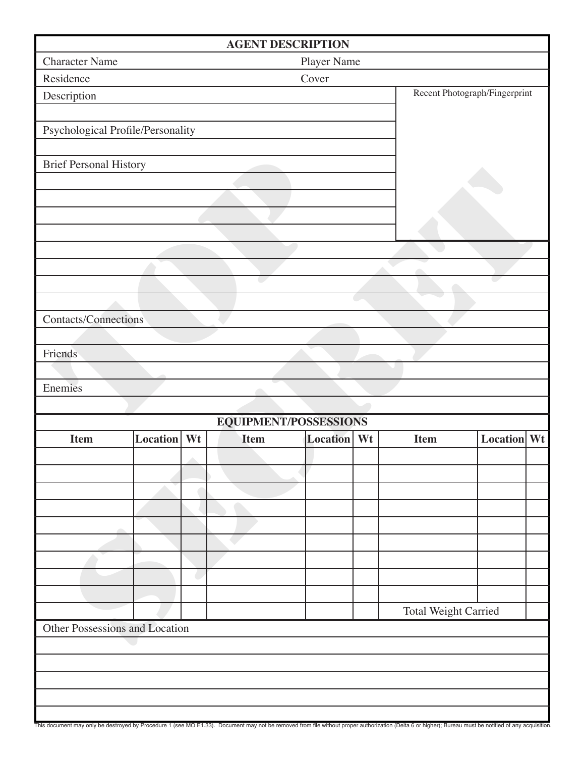## AGENT DESCRIPTION

Character Name

Player Name

Residence

Cover

Description

Recent Photograph/Fingerprint

Psychological Profile/Personality

Brief Personal History

Contacts/Connections

Friends

Enemies

## EQUIPMENT/POSSESSIONS

| Item | Location | Wt | Item | Location | Wt | Item | Location | Wt |
|---|---|---|---|---|---|---|---|---|
| | | | | | | | | |
| | | | | | | | | |
| | | | | | | | | |
| | | | | | | | | |
| | | | | | | | | |
| | | | | | | | | |
| | | | | | | | | |
| | | | | | | | | |
| | | | | | | | | |
| | | | | | | Total Weight Carried | | |

Other Possessions and Location

This document may only be destroyed by Procedure 1 (see MO E1.33). Document may not be removed from file without proper authorization (Delta 6 or higher); Bureau must be notified of any acquisition.